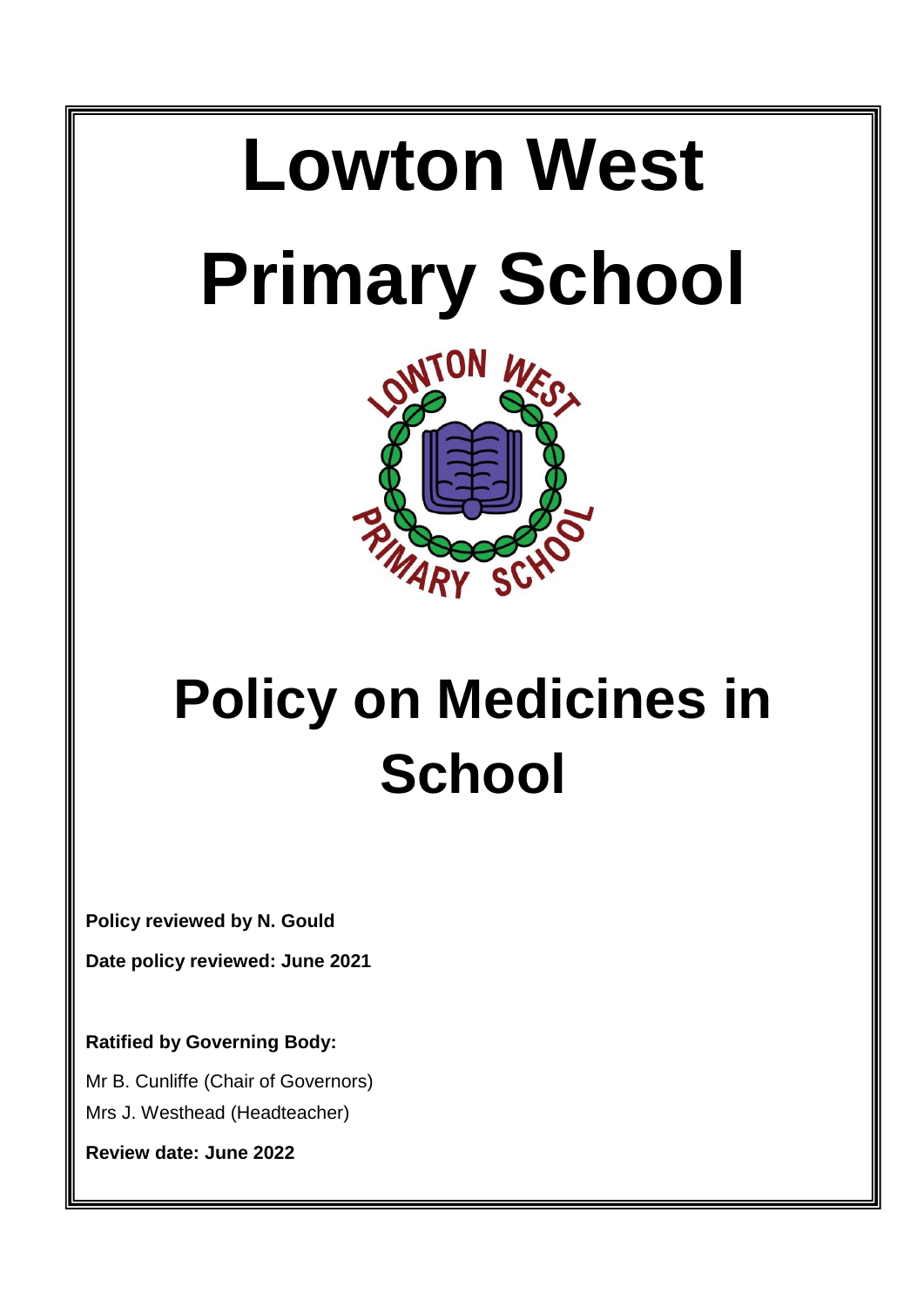# Lowton West Primary School

# Policy on Medicines in School

**Policy reviewed by N. Gould**

**Date policy reviewed: June 2021**

**Ratified by Governing Body:**

Mr B. Cunliffe (Chair of Governors)

Mrs J. Westhead (Headteacher)

**Review date: June 2022**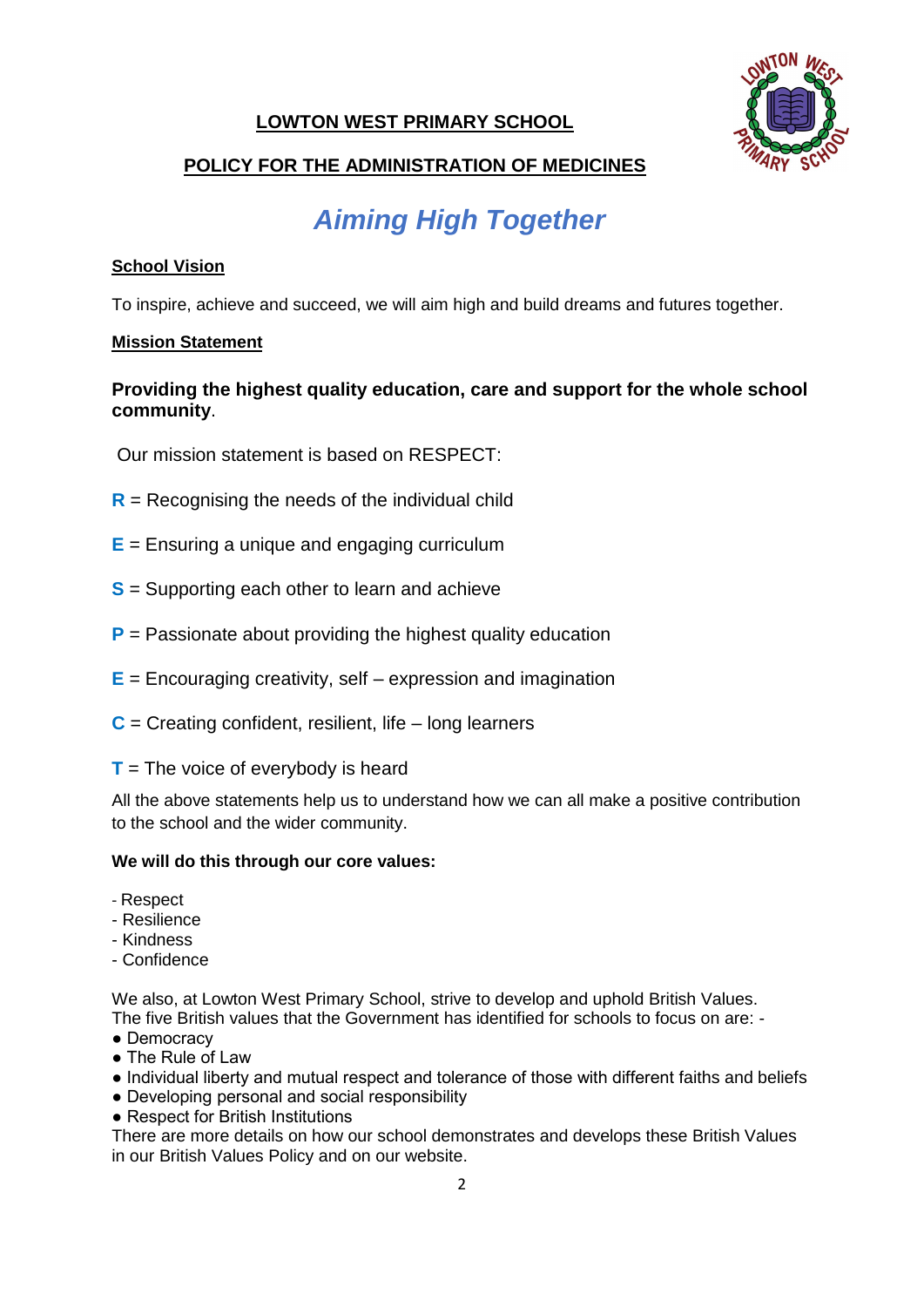**LOWTON WEST PRIMARY SCHOOL**

**POLICY FOR THE ADMINISTRATION OF MEDICINES**

# *Aiming High Together*

**School Vision**

To inspire, achieve and succeed, we will aim high and build dreams and futures together.

**Mission Statement**

**Providing the highest quality education, care and support for the whole school community**.

Our mission statement is based on RESPECT:

**R** = Recognising the needs of the individual child

**E** = Ensuring a unique and engaging curriculum

**S** = Supporting each other to learn and achieve

**P** = Passionate about providing the highest quality education

**E** = Encouraging creativity, self – expression and imagination

**C** = Creating confident, resilient, life – long learners

**T** = The voice of everybody is heard

All the above statements help us to understand how we can all make a positive contribution to the school and the wider community.

**We will do this through our core values:**

- Respect
- Resilience
- Kindness
- Confidence

We also, at Lowton West Primary School, strive to develop and uphold British Values.
The five British values that the Government has identified for schools to focus on are: -

- Democracy
- The Rule of Law
- Individual liberty and mutual respect and tolerance of those with different faiths and beliefs
- Developing personal and social responsibility
- Respect for British Institutions

There are more details on how our school demonstrates and develops these British Values in our British Values Policy and on our website.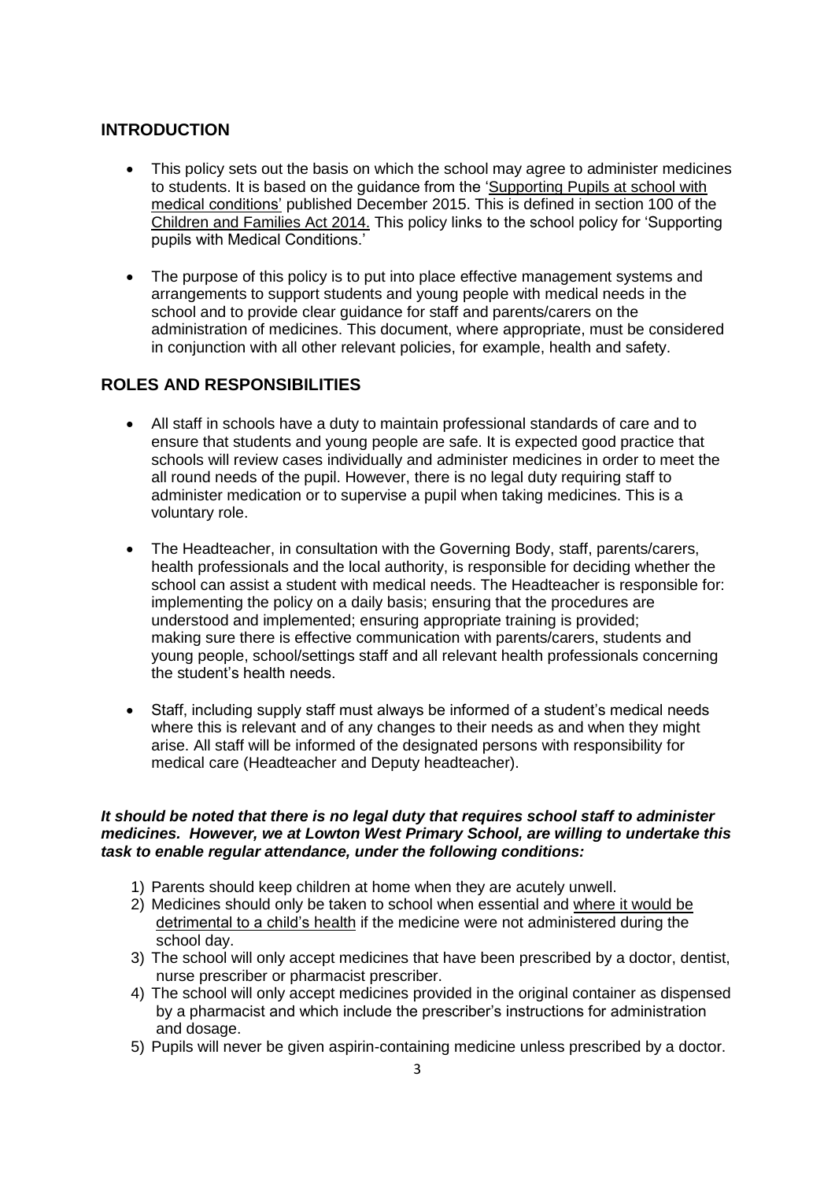## INTRODUCTION

- This policy sets out the basis on which the school may agree to administer medicines to students. It is based on the guidance from the 'Supporting Pupils at school with medical conditions' published December 2015. This is defined in section 100 of the Children and Families Act 2014. This policy links to the school policy for 'Supporting pupils with Medical Conditions.'

- The purpose of this policy is to put into place effective management systems and arrangements to support students and young people with medical needs in the school and to provide clear guidance for staff and parents/carers on the administration of medicines. This document, where appropriate, must be considered in conjunction with all other relevant policies, for example, health and safety.

## ROLES AND RESPONSIBILITIES

- All staff in schools have a duty to maintain professional standards of care and to ensure that students and young people are safe. It is expected good practice that schools will review cases individually and administer medicines in order to meet the all round needs of the pupil. However, there is no legal duty requiring staff to administer medication or to supervise a pupil when taking medicines. This is a voluntary role.

- The Headteacher, in consultation with the Governing Body, staff, parents/carers, health professionals and the local authority, is responsible for deciding whether the school can assist a student with medical needs. The Headteacher is responsible for: implementing the policy on a daily basis; ensuring that the procedures are understood and implemented; ensuring appropriate training is provided; making sure there is effective communication with parents/carers, students and young people, school/settings staff and all relevant health professionals concerning the student's health needs.

- Staff, including supply staff must always be informed of a student's medical needs where this is relevant and of any changes to their needs as and when they might arise. All staff will be informed of the designated persons with responsibility for medical care (Headteacher and Deputy headteacher).

***It should be noted that there is no legal duty that requires school staff to administer medicines. However, we at Lowton West Primary School, are willing to undertake this task to enable regular attendance, under the following conditions:***

1) Parents should keep children at home when they are acutely unwell.
2) Medicines should only be taken to school when essential and where it would be detrimental to a child's health if the medicine were not administered during the school day.
3) The school will only accept medicines that have been prescribed by a doctor, dentist, nurse prescriber or pharmacist prescriber.
4) The school will only accept medicines provided in the original container as dispensed by a pharmacist and which include the prescriber's instructions for administration and dosage.
5) Pupils will never be given aspirin-containing medicine unless prescribed by a doctor.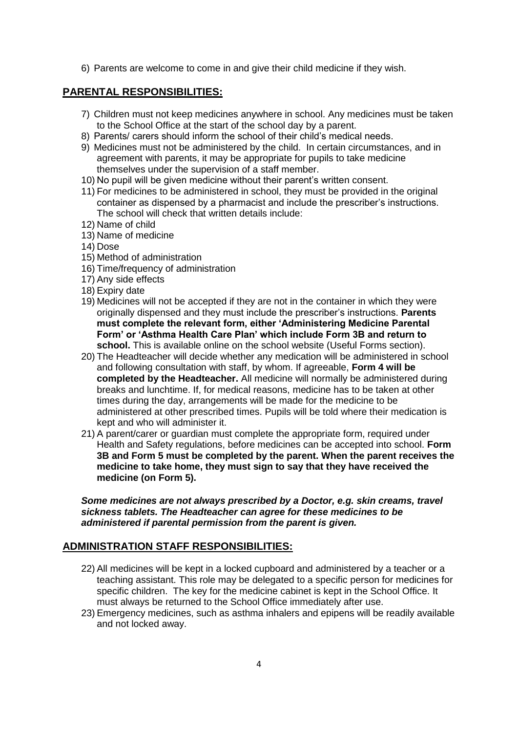6) Parents are welcome to come in and give their child medicine if they wish.

## PARENTAL RESPONSIBILITIES:

7) Children must not keep medicines anywhere in school. Any medicines must be taken to the School Office at the start of the school day by a parent.
8) Parents/ carers should inform the school of their child's medical needs.
9) Medicines must not be administered by the child. In certain circumstances, and in agreement with parents, it may be appropriate for pupils to take medicine themselves under the supervision of a staff member.
10) No pupil will be given medicine without their parent's written consent.
11) For medicines to be administered in school, they must be provided in the original container as dispensed by a pharmacist and include the prescriber's instructions. The school will check that written details include:
12) Name of child
13) Name of medicine
14) Dose
15) Method of administration
16) Time/frequency of administration
17) Any side effects
18) Expiry date
19) Medicines will not be accepted if they are not in the container in which they were originally dispensed and they must include the prescriber's instructions. **Parents must complete the relevant form, either 'Administering Medicine Parental Form' or 'Asthma Health Care Plan' which include Form 3B and return to school.** This is available online on the school website (Useful Forms section).
20) The Headteacher will decide whether any medication will be administered in school and following consultation with staff, by whom. If agreeable, **Form 4 will be completed by the Headteacher.** All medicine will normally be administered during breaks and lunchtime. If, for medical reasons, medicine has to be taken at other times during the day, arrangements will be made for the medicine to be administered at other prescribed times. Pupils will be told where their medication is kept and who will administer it.
21) A parent/carer or guardian must complete the appropriate form, required under Health and Safety regulations, before medicines can be accepted into school. **Form 3B and Form 5 must be completed by the parent. When the parent receives the medicine to take home, they must sign to say that they have received the medicine (on Form 5).**

***Some medicines are not always prescribed by a Doctor, e.g. skin creams, travel sickness tablets. The Headteacher can agree for these medicines to be administered if parental permission from the parent is given.***

## ADMINISTRATION STAFF RESPONSIBILITIES:

22) All medicines will be kept in a locked cupboard and administered by a teacher or a teaching assistant. This role may be delegated to a specific person for medicines for specific children. The key for the medicine cabinet is kept in the School Office. It must always be returned to the School Office immediately after use.
23) Emergency medicines, such as asthma inhalers and epipens will be readily available and not locked away.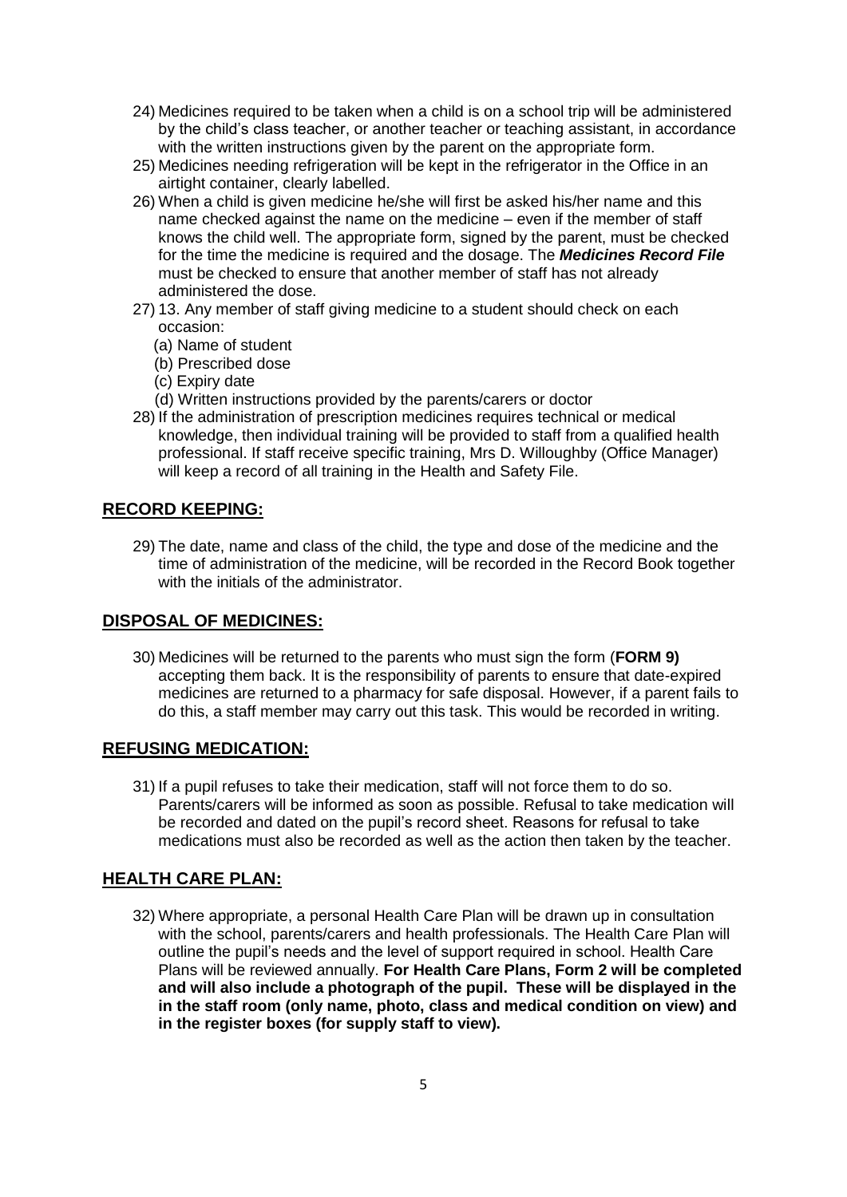24) Medicines required to be taken when a child is on a school trip will be administered by the child's class teacher, or another teacher or teaching assistant, in accordance with the written instructions given by the parent on the appropriate form.

25) Medicines needing refrigeration will be kept in the refrigerator in the Office in an airtight container, clearly labelled.

26) When a child is given medicine he/she will first be asked his/her name and this name checked against the name on the medicine – even if the member of staff knows the child well. The appropriate form, signed by the parent, must be checked for the time the medicine is required and the dosage. The ***Medicines Record File*** must be checked to ensure that another member of staff has not already administered the dose.

27) 13. Any member of staff giving medicine to a student should check on each occasion:
    (a) Name of student
    (b) Prescribed dose
    (c) Expiry date
    (d) Written instructions provided by the parents/carers or doctor

28) If the administration of prescription medicines requires technical or medical knowledge, then individual training will be provided to staff from a qualified health professional. If staff receive specific training, Mrs D. Willoughby (Office Manager) will keep a record of all training in the Health and Safety File.

## RECORD KEEPING:

29) The date, name and class of the child, the type and dose of the medicine and the time of administration of the medicine, will be recorded in the Record Book together with the initials of the administrator.

## DISPOSAL OF MEDICINES:

30) Medicines will be returned to the parents who must sign the form (**FORM 9)** accepting them back. It is the responsibility of parents to ensure that date-expired medicines are returned to a pharmacy for safe disposal. However, if a parent fails to do this, a staff member may carry out this task. This would be recorded in writing.

## REFUSING MEDICATION:

31) If a pupil refuses to take their medication, staff will not force them to do so. Parents/carers will be informed as soon as possible. Refusal to take medication will be recorded and dated on the pupil's record sheet. Reasons for refusal to take medications must also be recorded as well as the action then taken by the teacher.

## HEALTH CARE PLAN:

32) Where appropriate, a personal Health Care Plan will be drawn up in consultation with the school, parents/carers and health professionals. The Health Care Plan will outline the pupil's needs and the level of support required in school. Health Care Plans will be reviewed annually. **For Health Care Plans, Form 2 will be completed and will also include a photograph of the pupil. These will be displayed in the in the staff room (only name, photo, class and medical condition on view) and in the register boxes (for supply staff to view).**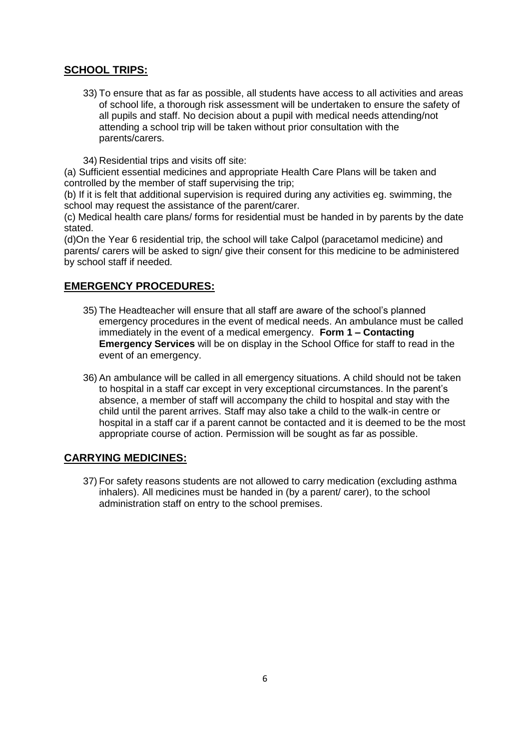## SCHOOL TRIPS:

33) To ensure that as far as possible, all students have access to all activities and areas of school life, a thorough risk assessment will be undertaken to ensure the safety of all pupils and staff. No decision about a pupil with medical needs attending/not attending a school trip will be taken without prior consultation with the parents/carers.

34) Residential trips and visits off site:

(a) Sufficient essential medicines and appropriate Health Care Plans will be taken and controlled by the member of staff supervising the trip;
(b) If it is felt that additional supervision is required during any activities eg. swimming, the school may request the assistance of the parent/carer.
(c) Medical health care plans/ forms for residential must be handed in by parents by the date stated.
(d)On the Year 6 residential trip, the school will take Calpol (paracetamol medicine) and parents/ carers will be asked to sign/ give their consent for this medicine to be administered by school staff if needed.

## EMERGENCY PROCEDURES:

35) The Headteacher will ensure that all staff are aware of the school's planned emergency procedures in the event of medical needs. An ambulance must be called immediately in the event of a medical emergency. **Form 1 – Contacting Emergency Services** will be on display in the School Office for staff to read in the event of an emergency.

36) An ambulance will be called in all emergency situations. A child should not be taken to hospital in a staff car except in very exceptional circumstances. In the parent's absence, a member of staff will accompany the child to hospital and stay with the child until the parent arrives. Staff may also take a child to the walk-in centre or hospital in a staff car if a parent cannot be contacted and it is deemed to be the most appropriate course of action. Permission will be sought as far as possible.

## CARRYING MEDICINES:

37) For safety reasons students are not allowed to carry medication (excluding asthma inhalers). All medicines must be handed in (by a parent/ carer), to the school administration staff on entry to the school premises.